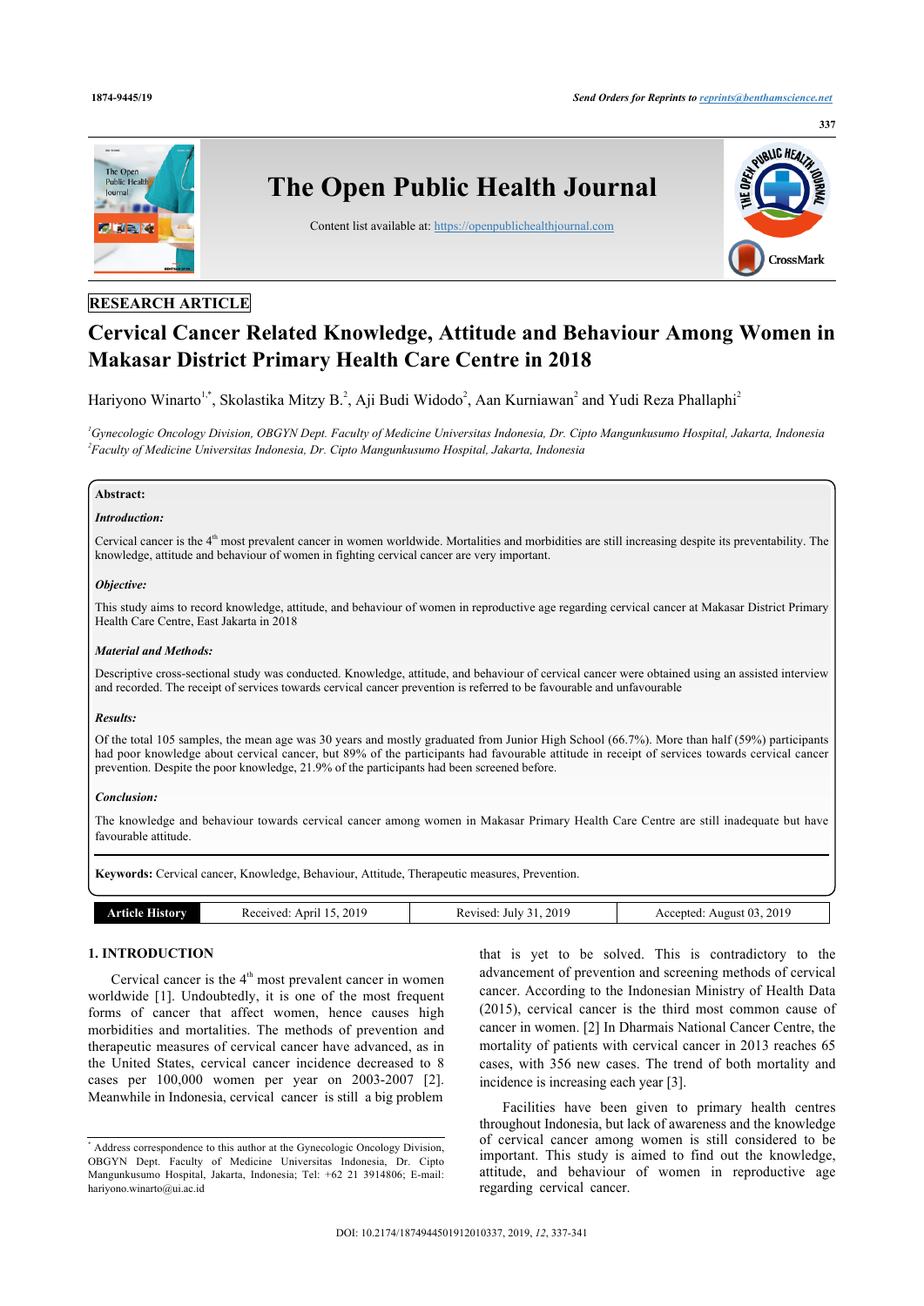RESEARCH ARTICLE

# Cervical Cancer Related Knowledge, Attitude and Behaviour Among Women in Makasar District Primary Health Care Centre in 2018

Hariyono Winarto[1,*], Skolastika Mitzy B.[2], Aji Budi Widodo[2], Aan Kurniawan[2] and Yudi Reza Phallaphi[2]

[1]*Gynecologic Oncology Division, OBGYN Dept. Faculty of Medicine Universitas Indonesia, Dr. Cipto Mangunkusumo Hospital, Jakarta, Indonesia*
[2]*Faculty of Medicine Universitas Indonesia, Dr. Cipto Mangunkusumo Hospital, Jakarta, Indonesia*

**Abstract:**

***Introduction:***

Cervical cancer is the 4th most prevalent cancer in women worldwide. Mortalities and morbidities are still increasing despite its preventability. The knowledge, attitude and behaviour of women in fighting cervical cancer are very important.

***Objective:***

This study aims to record knowledge, attitude, and behaviour of women in reproductive age regarding cervical cancer at Makasar District Primary Health Care Centre, East Jakarta in 2018

***Material and Methods:***

Descriptive cross-sectional study was conducted. Knowledge, attitude, and behaviour of cervical cancer were obtained using an assisted interview and recorded. The receipt of services towards cervical cancer prevention is referred to be favourable and unfavourable

***Results:***

Of the total 105 samples, the mean age was 30 years and mostly graduated from Junior High School (66.7%). More than half (59%) participants had poor knowledge about cervical cancer, but 89% of the participants had favourable attitude in receipt of services towards cervical cancer prevention. Despite the poor knowledge, 21.9% of the participants had been screened before.

***Conclusion:***

The knowledge and behaviour towards cervical cancer among women in Makasar Primary Health Care Centre are still inadequate but have favourable attitude.

**Keywords:** Cervical cancer, Knowledge, Behaviour, Attitude, Therapeutic measures, Prevention.

| Article History | Received: April 15, 2019 | Revised: July 31, 2019 | Accepted: August 03, 2019 |
|---|---|---|---|

## 1. INTRODUCTION

Cervical cancer is the 4th most prevalent cancer in women worldwide [1]. Undoubtedly, it is one of the most frequent forms of cancer that affect women, hence causes high morbidities and mortalities. The methods of prevention and therapeutic measures of cervical cancer have advanced, as in the United States, cervical cancer incidence decreased to 8 cases per 100,000 women per year on 2003-2007 [2]. Meanwhile in Indonesia, cervical cancer is still a big problem that is yet to be solved. This is contradictory to the advancement of prevention and screening methods of cervical cancer. According to the Indonesian Ministry of Health Data (2015), cervical cancer is the third most common cause of cancer in women. [2] In Dharmais National Cancer Centre, the mortality of patients with cervical cancer in 2013 reaches 65 cases, with 356 new cases. The trend of both mortality and incidence is increasing each year [3].

Facilities have been given to primary health centres throughout Indonesia, but lack of awareness and the knowledge of cervical cancer among women is still considered to be important. This study is aimed to find out the knowledge, attitude, and behaviour of women in reproductive age regarding cervical cancer.

[*] Address correspondence to this author at the Gynecologic Oncology Division, OBGYN Dept. Faculty of Medicine Universitas Indonesia, Dr. Cipto Mangunkusumo Hospital, Jakarta, Indonesia; Tel: +62 21 3914806; E-mail: hariyono.winarto@ui.ac.id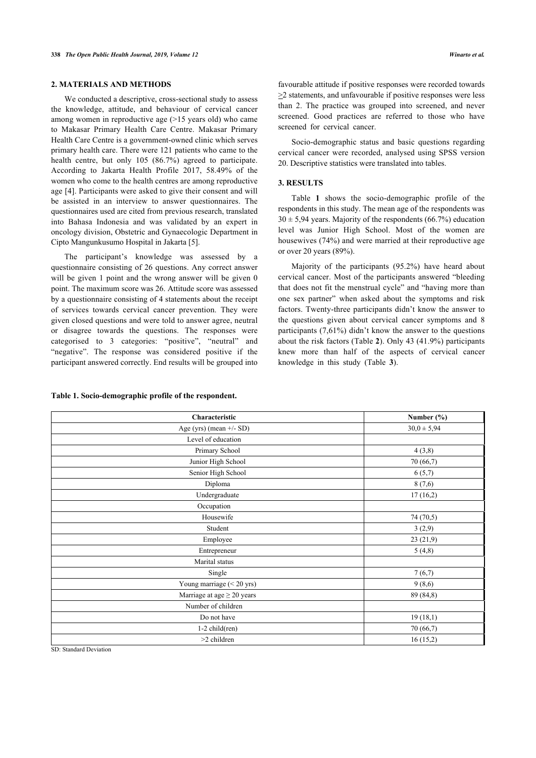## 2. MATERIALS AND METHODS

We conducted a descriptive, cross-sectional study to assess the knowledge, attitude, and behaviour of cervical cancer among women in reproductive age (>15 years old) who came to Makasar Primary Health Care Centre. Makasar Primary Health Care Centre is a government-owned clinic which serves primary health care. There were 121 patients who came to the health centre, but only 105 (86.7%) agreed to participate. According to Jakarta Health Profile 2017, 58.49% of the women who come to the health centres are among reproductive age [4]. Participants were asked to give their consent and will be assisted in an interview to answer questionnaires. The questionnaires used are cited from previous research, translated into Bahasa Indonesia and was validated by an expert in oncology division, Obstetric and Gynaecologic Department in Cipto Mangunkusumo Hospital in Jakarta [5].

The participant's knowledge was assessed by a questionnaire consisting of 26 questions. Any correct answer will be given 1 point and the wrong answer will be given 0 point. The maximum score was 26. Attitude score was assessed by a questionnaire consisting of 4 statements about the receipt of services towards cervical cancer prevention. They were given closed questions and were told to answer agree, neutral or disagree towards the questions. The responses were categorised to 3 categories: "positive", "neutral" and "negative". The response was considered positive if the participant answered correctly. End results will be grouped into favourable attitude if positive responses were recorded towards ≥2 statements, and unfavourable if positive responses were less than 2. The practice was grouped into screened, and never screened. Good practices are referred to those who have screened for cervical cancer.

Socio-demographic status and basic questions regarding cervical cancer were recorded, analysed using SPSS version 20. Descriptive statistics were translated into tables.

## 3. RESULTS

Table **1** shows the socio-demographic profile of the respondents in this study. The mean age of the respondents was 30 ± 5,94 years. Majority of the respondents (66.7%) education level was Junior High School. Most of the women are housewives (74%) and were married at their reproductive age or over 20 years (89%).

Majority of the participants (95.2%) have heard about cervical cancer. Most of the participants answered "bleeding that does not fit the menstrual cycle" and "having more than one sex partner" when asked about the symptoms and risk factors. Twenty-three participants didn't know the answer to the questions given about cervical cancer symptoms and 8 participants (7,61%) didn't know the answer to the questions about the risk factors (Table **2**). Only 43 (41.9%) participants knew more than half of the aspects of cervical cancer knowledge in this study (Table **3**).

**Table 1. Socio-demographic profile of the respondent.**

| Characteristic | Number (%) |
|---|---|
| Age (yrs) (mean +/- SD) | 30,0 ± 5,94 |
| Level of education | |
| Primary School | 4 (3,8) |
| Junior High School | 70 (66,7) |
| Senior High School | 6 (5,7) |
| Diploma | 8 (7,6) |
| Undergraduate | 17 (16,2) |
| Occupation | |
| Housewife | 74 (70,5) |
| Student | 3 (2,9) |
| Employee | 23 (21,9) |
| Entrepreneur | 5 (4,8) |
| Marital status | |
| Single | 7 (6,7) |
| Young marriage (< 20 yrs) | 9 (8,6) |
| Marriage at age ≥ 20 years | 89 (84,8) |
| Number of children | |
| Do not have | 19 (18,1) |
| 1-2 child(ren) | 70 (66,7) |
| >2 children | 16 (15,2) |

SD: Standard Deviation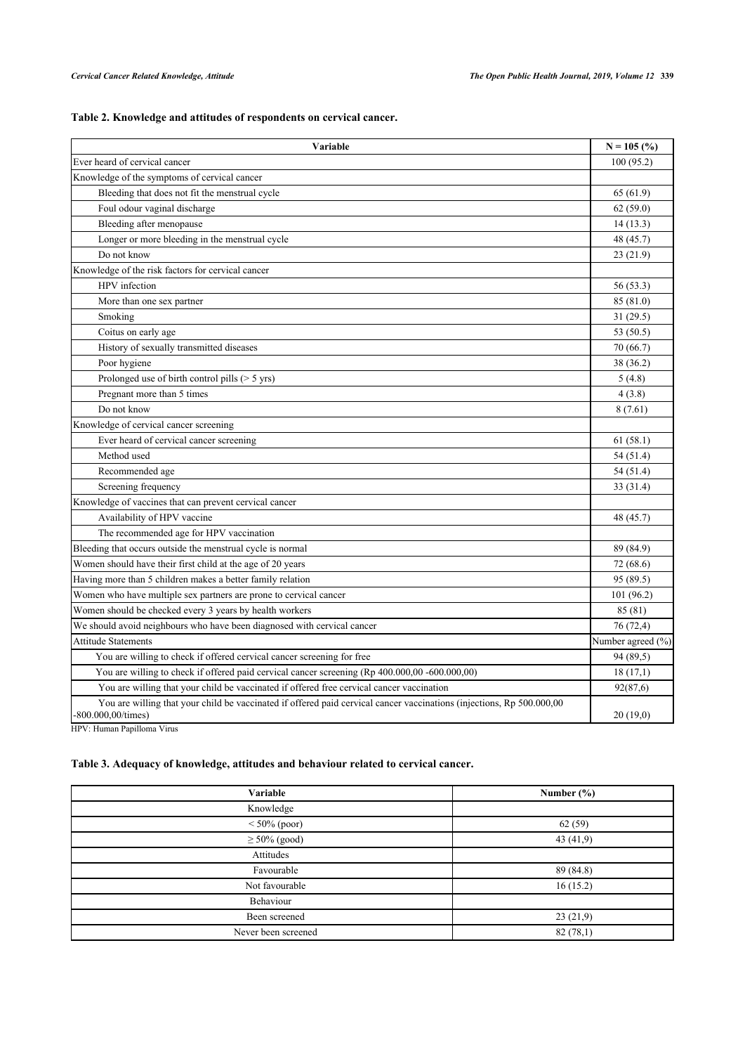**Table 2. Knowledge and attitudes of respondents on cervical cancer.**

| Variable | N = 105 (%) |
|---|---|
| Ever heard of cervical cancer | 100 (95.2) |
| Knowledge of the symptoms of cervical cancer | |
| Bleeding that does not fit the menstrual cycle | 65 (61.9) |
| Foul odour vaginal discharge | 62 (59.0) |
| Bleeding after menopause | 14 (13.3) |
| Longer or more bleeding in the menstrual cycle | 48 (45.7) |
| Do not know | 23 (21.9) |
| Knowledge of the risk factors for cervical cancer | |
| HPV infection | 56 (53.3) |
| More than one sex partner | 85 (81.0) |
| Smoking | 31 (29.5) |
| Coitus on early age | 53 (50.5) |
| History of sexually transmitted diseases | 70 (66.7) |
| Poor hygiene | 38 (36.2) |
| Prolonged use of birth control pills (> 5 yrs) | 5 (4.8) |
| Pregnant more than 5 times | 4 (3.8) |
| Do not know | 8 (7.61) |
| Knowledge of cervical cancer screening | |
| Ever heard of cervical cancer screening | 61 (58.1) |
| Method used | 54 (51.4) |
| Recommended age | 54 (51.4) |
| Screening frequency | 33 (31.4) |
| Knowledge of vaccines that can prevent cervical cancer | |
| Availability of HPV vaccine | 48 (45.7) |
| The recommended age for HPV vaccination | |
| Bleeding that occurs outside the menstrual cycle is normal | 89 (84.9) |
| Women should have their first child at the age of 20 years | 72 (68.6) |
| Having more than 5 children makes a better family relation | 95 (89.5) |
| Women who have multiple sex partners are prone to cervical cancer | 101 (96.2) |
| Women should be checked every 3 years by health workers | 85 (81) |
| We should avoid neighbours who have been diagnosed with cervical cancer | 76 (72,4) |
| Attitude Statements | Number agreed (%) |
| You are willing to check if offered cervical cancer screening for free | 94 (89,5) |
| You are willing to check if offered paid cervical cancer screening (Rp 400.000,00 -600.000,00) | 18 (17,1) |
| You are willing that your child be vaccinated if offered free cervical cancer vaccination | 92(87,6) |
| You are willing that your child be vaccinated if offered paid cervical cancer vaccinations (injections, Rp 500.000,00 -800.000,00/times) | 20 (19,0) |

HPV: Human Papilloma Virus

**Table 3. Adequacy of knowledge, attitudes and behaviour related to cervical cancer.**

| Variable | Number (%) |
|---|---|
| Knowledge | |
| < 50% (poor) | 62 (59) |
| ≥ 50% (good) | 43 (41,9) |
| Attitudes | |
| Favourable | 89 (84.8) |
| Not favourable | 16 (15.2) |
| Behaviour | |
| Been screened | 23 (21,9) |
| Never been screened | 82 (78,1) |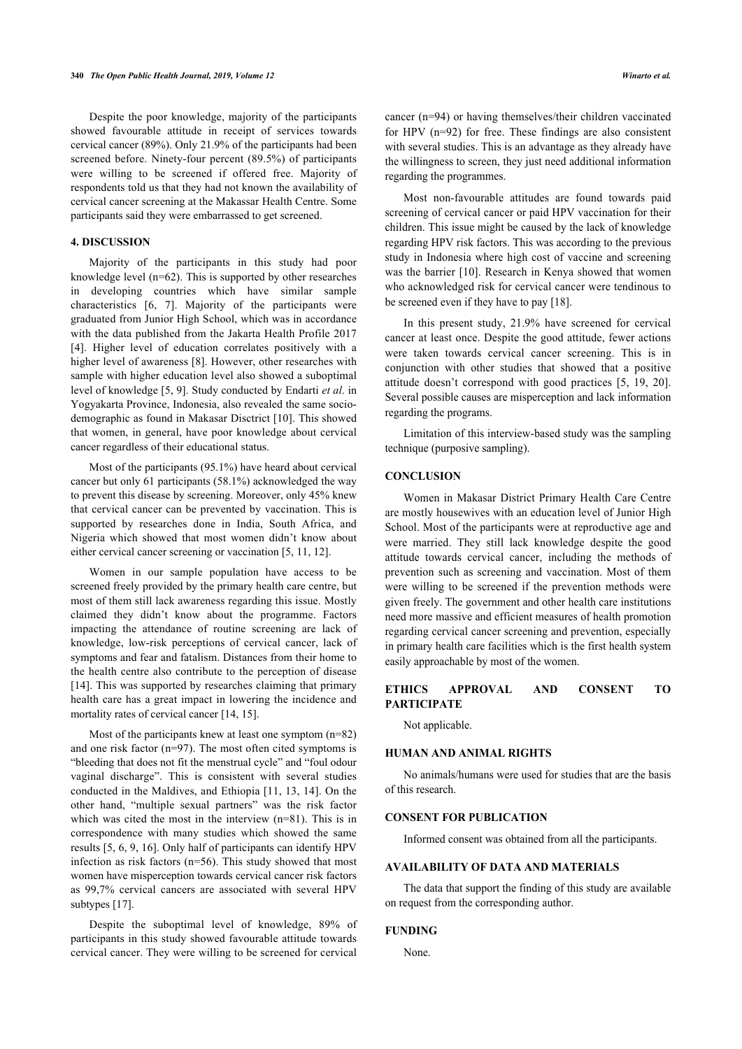Despite the poor knowledge, majority of the participants showed favourable attitude in receipt of services towards cervical cancer (89%). Only 21.9% of the participants had been screened before. Ninety-four percent (89.5%) of participants were willing to be screened if offered free. Majority of respondents told us that they had not known the availability of cervical cancer screening at the Makassar Health Centre. Some participants said they were embarrassed to get screened.

## 4. DISCUSSION

Majority of the participants in this study had poor knowledge level (n=62). This is supported by other researches in developing countries which have similar sample characteristics [6, 7]. Majority of the participants were graduated from Junior High School, which was in accordance with the data published from the Jakarta Health Profile 2017 [4]. Higher level of education correlates positively with a higher level of awareness [8]. However, other researches with sample with higher education level also showed a suboptimal level of knowledge [5, 9]. Study conducted by Endarti *et al*. in Yogyakarta Province, Indonesia, also revealed the same socio-demographic as found in Makasar Disctrict [10]. This showed that women, in general, have poor knowledge about cervical cancer regardless of their educational status.

Most of the participants (95.1%) have heard about cervical cancer but only 61 participants (58.1%) acknowledged the way to prevent this disease by screening. Moreover, only 45% knew that cervical cancer can be prevented by vaccination. This is supported by researches done in India, South Africa, and Nigeria which showed that most women didn't know about either cervical cancer screening or vaccination [5, 11, 12].

Women in our sample population have access to be screened freely provided by the primary health care centre, but most of them still lack awareness regarding this issue. Mostly claimed they didn't know about the programme. Factors impacting the attendance of routine screening are lack of knowledge, low-risk perceptions of cervical cancer, lack of symptoms and fear and fatalism. Distances from their home to the health centre also contribute to the perception of disease [14]. This was supported by researches claiming that primary health care has a great impact in lowering the incidence and mortality rates of cervical cancer [14, 15].

Most of the participants knew at least one symptom (n=82) and one risk factor (n=97). The most often cited symptoms is "bleeding that does not fit the menstrual cycle" and "foul odour vaginal discharge". This is consistent with several studies conducted in the Maldives, and Ethiopia [11, 13, 14]. On the other hand, "multiple sexual partners" was the risk factor which was cited the most in the interview (n=81). This is in correspondence with many studies which showed the same results [5, 6, 9, 16]. Only half of participants can identify HPV infection as risk factors (n=56). This study showed that most women have misperception towards cervical cancer risk factors as 99,7% cervical cancers are associated with several HPV subtypes [17].

Despite the suboptimal level of knowledge, 89% of participants in this study showed favourable attitude towards cervical cancer. They were willing to be screened for cervical cancer (n=94) or having themselves/their children vaccinated for HPV (n=92) for free. These findings are also consistent with several studies. This is an advantage as they already have the willingness to screen, they just need additional information regarding the programmes.

Most non-favourable attitudes are found towards paid screening of cervical cancer or paid HPV vaccination for their children. This issue might be caused by the lack of knowledge regarding HPV risk factors. This was according to the previous study in Indonesia where high cost of vaccine and screening was the barrier [10]. Research in Kenya showed that women who acknowledged risk for cervical cancer were tendinous to be screened even if they have to pay [18].

In this present study, 21.9% have screened for cervical cancer at least once. Despite the good attitude, fewer actions were taken towards cervical cancer screening. This is in conjunction with other studies that showed that a positive attitude doesn't correspond with good practices [5, 19, 20]. Several possible causes are misperception and lack information regarding the programs.

Limitation of this interview-based study was the sampling technique (purposive sampling).

## CONCLUSION

Women in Makasar District Primary Health Care Centre are mostly housewives with an education level of Junior High School. Most of the participants were at reproductive age and were married. They still lack knowledge despite the good attitude towards cervical cancer, including the methods of prevention such as screening and vaccination. Most of them were willing to be screened if the prevention methods were given freely. The government and other health care institutions need more massive and efficient measures of health promotion regarding cervical cancer screening and prevention, especially in primary health care facilities which is the first health system easily approachable by most of the women.

## ETHICS APPROVAL AND CONSENT TO PARTICIPATE

Not applicable.

## HUMAN AND ANIMAL RIGHTS

No animals/humans were used for studies that are the basis of this research.

## CONSENT FOR PUBLICATION

Informed consent was obtained from all the participants.

## AVAILABILITY OF DATA AND MATERIALS

The data that support the finding of this study are available on request from the corresponding author.

## FUNDING

None.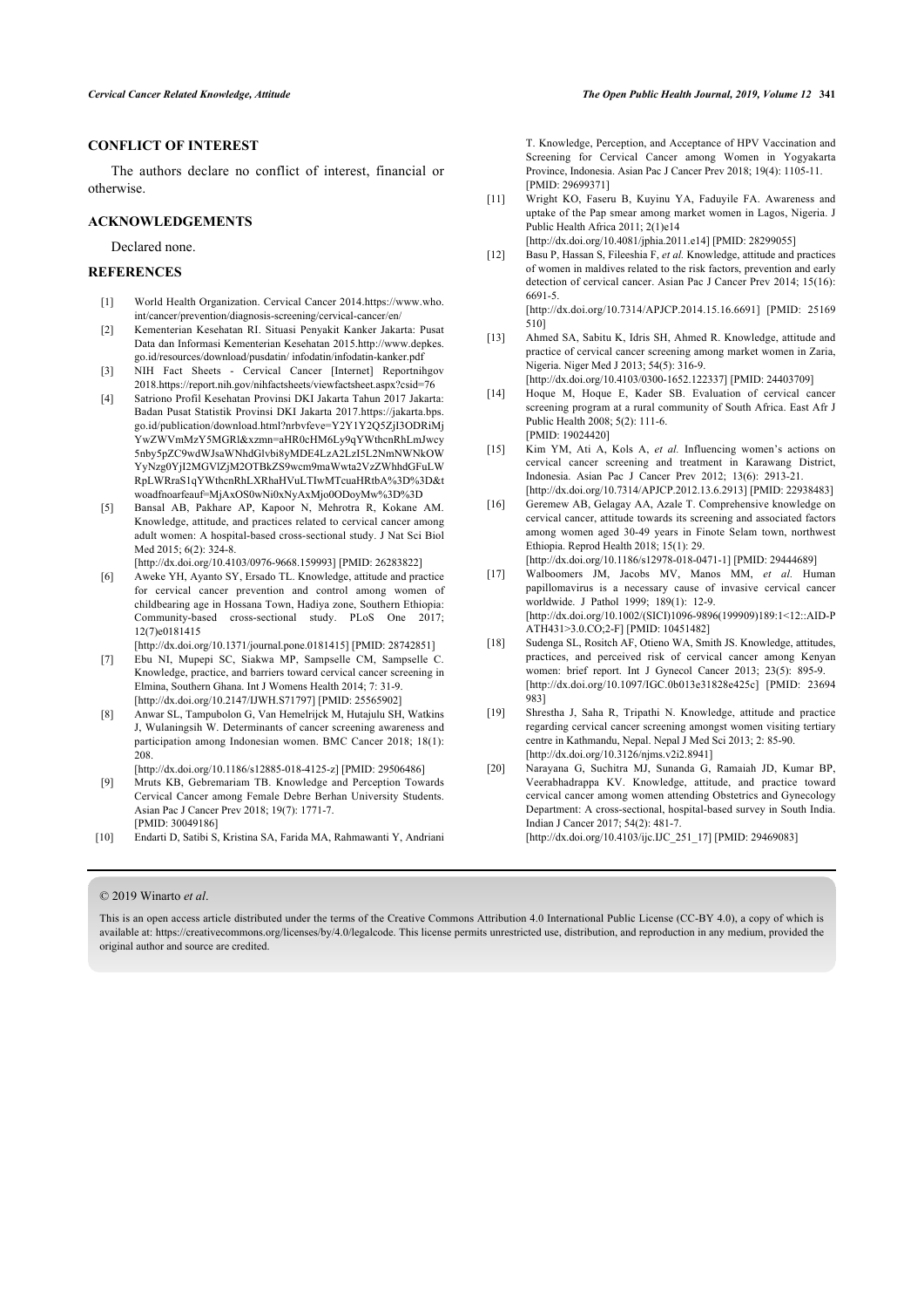## CONFLICT OF INTEREST

The authors declare no conflict of interest, financial or otherwise.

## ACKNOWLEDGEMENTS

Declared none.

## REFERENCES

[1] World Health Organization. Cervical Cancer 2014.https://www.who.int/cancer/prevention/diagnosis-screening/cervical-cancer/en/

[2] Kementerian Kesehatan RI. Situasi Penyakit Kanker Jakarta: Pusat Data dan Informasi Kementerian Kesehatan 2015.http://www.depkes.go.id/resources/download/pusdatin/ infodatin/infodatin-kanker.pdf

[3] NIH Fact Sheets - Cervical Cancer [Internet] Reportnihgov 2018.https://report.nih.gov/nihfactsheets/viewfactsheet.aspx?csid=76

[4] Satriono Profil Kesehatan Provinsi DKI Jakarta Tahun 2017 Jakarta: Badan Pusat Statistik Provinsi DKI Jakarta 2017.https://jakarta.bps.go.id/publication/download.html?nrbvfeve=Y2Y1Y2Q5ZjI3ODRiMjYwZWVmMzY5MGRl&xzmn=aHR0cHM6Ly9qYWthcnRhLmJwcy5nby5pZC9wdWJsaWNhdGlvbi8yMDE4LzA2LzI5L2NmNWNkOWYyNzg0YjI2MGVlZjM2OTBkZS9wcm9maWwta2VzZWhhdGFuLWRpLWRraS1qYWthcnRhLXRhaHVuLTIwMTcuaHRtbA%3D%3D&twoadfnoarfeauf=MjAxOS0wNi0xNyAxMjo0ODoyMw%3D%3D

[5] Bansal AB, Pakhare AP, Kapoor N, Mehrotra R, Kokane AM. Knowledge, attitude, and practices related to cervical cancer among adult women: A hospital-based cross-sectional study. J Nat Sci Biol Med 2015; 6(2): 324-8. [http://dx.doi.org/10.4103/0976-9668.159993] [PMID: 26283822]

[6] Aweke YH, Ayanto SY, Ersado TL. Knowledge, attitude and practice for cervical cancer prevention and control among women of childbearing age in Hossana Town, Hadiya zone, Southern Ethiopia: Community-based cross-sectional study. PLoS One 2017; 12(7)e0181415 [http://dx.doi.org/10.1371/journal.pone.0181415] [PMID: 28742851]

[7] Ebu NI, Mupepi SC, Siakwa MP, Sampselle CM, Sampselle C. Knowledge, practice, and barriers toward cervical cancer screening in Elmina, Southern Ghana. Int J Womens Health 2014; 7: 31-9. [http://dx.doi.org/10.2147/IJWH.S71797] [PMID: 25565902]

[8] Anwar SL, Tampubolon G, Van Hemelrijck M, Hutajulu SH, Watkins J, Wulaningsih W. Determinants of cancer screening awareness and participation among Indonesian women. BMC Cancer 2018; 18(1): 208. [http://dx.doi.org/10.1186/s12885-018-4125-z] [PMID: 29506486]

[9] Mruts KB, Gebremariam TB. Knowledge and Perception Towards Cervical Cancer among Female Debre Berhan University Students. Asian Pac J Cancer Prev 2018; 19(7): 1771-7. [PMID: 30049186]

[10] Endarti D, Satibi S, Kristina SA, Farida MA, Rahmawanti Y, Andriani T. Knowledge, Perception, and Acceptance of HPV Vaccination and Screening for Cervical Cancer among Women in Yogyakarta Province, Indonesia. Asian Pac J Cancer Prev 2018; 19(4): 1105-11. [PMID: 29699371]

[11] Wright KO, Faseru B, Kuyinu YA, Faduyile FA. Awareness and uptake of the Pap smear among market women in Lagos, Nigeria. J Public Health Africa 2011; 2(1)e14 [http://dx.doi.org/10.4081/jphia.2011.e14] [PMID: 28299055]

[12] Basu P, Hassan S, Fileeshia F, *et al.* Knowledge, attitude and practices of women in maldives related to the risk factors, prevention and early detection of cervical cancer. Asian Pac J Cancer Prev 2014; 15(16): 6691-5. [http://dx.doi.org/10.7314/APJCP.2014.15.16.6691] [PMID: 25169510]

[13] Ahmed SA, Sabitu K, Idris SH, Ahmed R. Knowledge, attitude and practice of cervical cancer screening among market women in Zaria, Nigeria. Niger Med J 2013; 54(5): 316-9. [http://dx.doi.org/10.4103/0300-1652.122337] [PMID: 24403709]

[14] Hoque M, Hoque E, Kader SB. Evaluation of cervical cancer screening program at a rural community of South Africa. East Afr J Public Health 2008; 5(2): 111-6. [PMID: 19024420]

[15] Kim YM, Ati A, Kols A, *et al.* Influencing women's actions on cervical cancer screening and treatment in Karawang District, Indonesia. Asian Pac J Cancer Prev 2012; 13(6): 2913-21. [http://dx.doi.org/10.7314/APJCP.2012.13.6.2913] [PMID: 22938483]

[16] Geremew AB, Gelagay AA, Azale T. Comprehensive knowledge on cervical cancer, attitude towards its screening and associated factors among women aged 30-49 years in Finote Selam town, northwest Ethiopia. Reprod Health 2018; 15(1): 29. [http://dx.doi.org/10.1186/s12978-018-0471-1] [PMID: 29444689]

[17] Walboomers JM, Jacobs MV, Manos MM, *et al.* Human papillomavirus is a necessary cause of invasive cervical cancer worldwide. J Pathol 1999; 189(1): 12-9. [http://dx.doi.org/10.1002/(SICI)1096-9896(199909)189:1<12::AID-PATH431>3.0.CO;2-F] [PMID: 10451482]

[18] Sudenga SL, Rositch AF, Otieno WA, Smith JS. Knowledge, attitudes, practices, and perceived risk of cervical cancer among Kenyan women: brief report. Int J Gynecol Cancer 2013; 23(5): 895-9. [http://dx.doi.org/10.1097/IGC.0b013e31828e425c] [PMID: 23694983]

[19] Shrestha J, Saha R, Tripathi N. Knowledge, attitude and practice regarding cervical cancer screening amongst women visiting tertiary centre in Kathmandu, Nepal. Nepal J Med Sci 2013; 2: 85-90. [http://dx.doi.org/10.3126/njms.v2i2.8941]

[20] Narayana G, Suchitra MJ, Sunanda G, Ramaiah JD, Kumar BP, Veerabhadrappa KV. Knowledge, attitude, and practice toward cervical cancer among women attending Obstetrics and Gynecology Department: A cross-sectional, hospital-based survey in South India. Indian J Cancer 2017; 54(2): 481-7. [http://dx.doi.org/10.4103/ijc.IJC_251_17] [PMID: 29469083]

© 2019 Winarto *et al*.

This is an open access article distributed under the terms of the Creative Commons Attribution 4.0 International Public License (CC-BY 4.0), a copy of which is available at: https://creativecommons.org/licenses/by/4.0/legalcode. This license permits unrestricted use, distribution, and reproduction in any medium, provided the original author and source are credited.